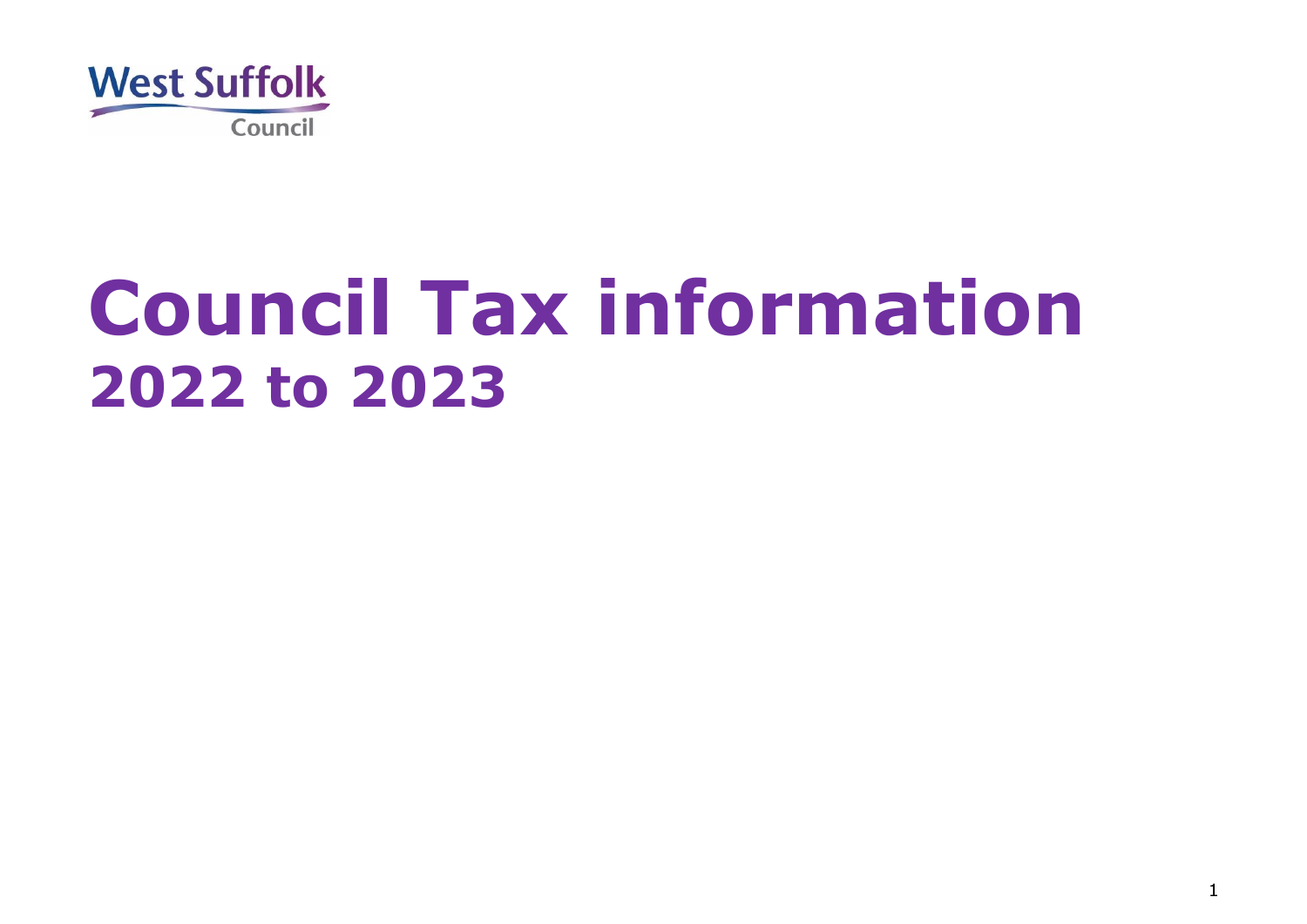West Suffolk Council

# Council Tax information
## 2022 to 2023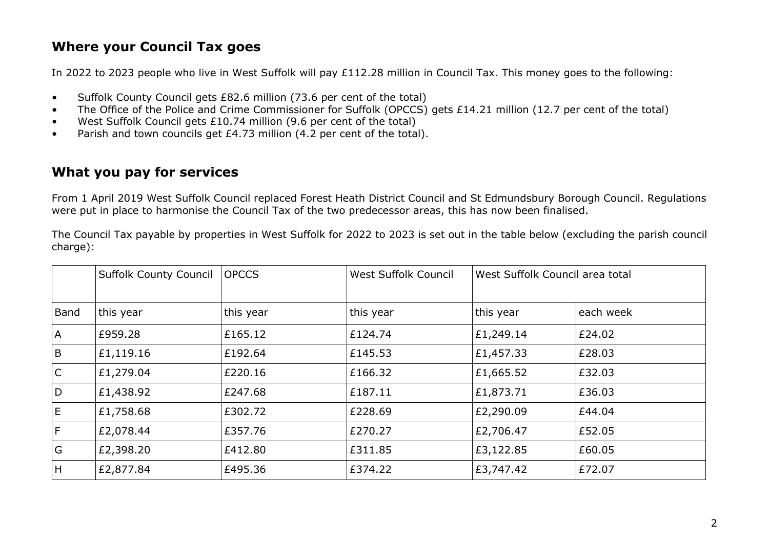## Where your Council Tax goes

In 2022 to 2023 people who live in West Suffolk will pay £112.28 million in Council Tax. This money goes to the following:

- Suffolk County Council gets £82.6 million (73.6 per cent of the total)
- The Office of the Police and Crime Commissioner for Suffolk (OPCCS) gets £14.21 million (12.7 per cent of the total)
- West Suffolk Council gets £10.74 million (9.6 per cent of the total)
- Parish and town councils get £4.73 million (4.2 per cent of the total).

## What you pay for services

From 1 April 2019 West Suffolk Council replaced Forest Heath District Council and St Edmundsbury Borough Council. Regulations were put in place to harmonise the Council Tax of the two predecessor areas, this has now been finalised.

The Council Tax payable by properties in West Suffolk for 2022 to 2023 is set out in the table below (excluding the parish council charge):

| | Suffolk County Council | OPCCS | West Suffolk Council | West Suffolk Council area total | |
|---|---|---|---|---|---|
| Band | this year | this year | this year | this year | each week |
| A | £959.28 | £165.12 | £124.74 | £1,249.14 | £24.02 |
| B | £1,119.16 | £192.64 | £145.53 | £1,457.33 | £28.03 |
| C | £1,279.04 | £220.16 | £166.32 | £1,665.52 | £32.03 |
| D | £1,438.92 | £247.68 | £187.11 | £1,873.71 | £36.03 |
| E | £1,758.68 | £302.72 | £228.69 | £2,290.09 | £44.04 |
| F | £2,078.44 | £357.76 | £270.27 | £2,706.47 | £52.05 |
| G | £2,398.20 | £412.80 | £311.85 | £3,122.85 | £60.05 |
| H | £2,877.84 | £495.36 | £374.22 | £3,747.42 | £72.07 |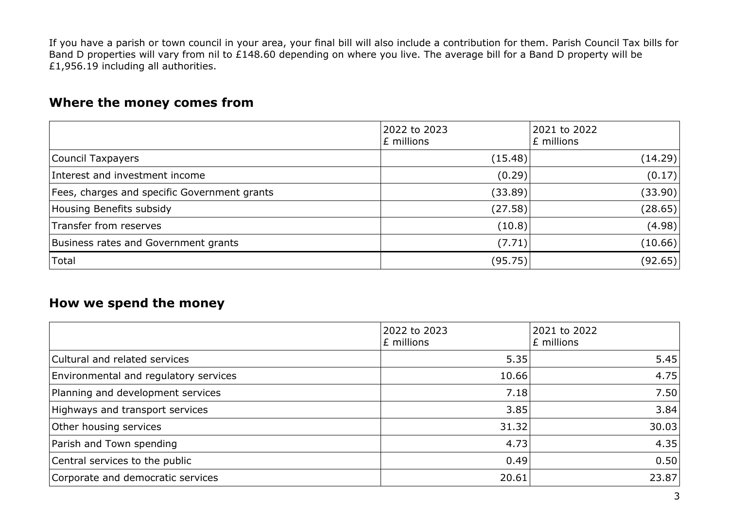If you have a parish or town council in your area, your final bill will also include a contribution for them. Parish Council Tax bills for Band D properties will vary from nil to £148.60 depending on where you live. The average bill for a Band D property will be £1,956.19 including all authorities.

## Where the money comes from

| | 2022 to 2023 £ millions | 2021 to 2022 £ millions |
|---|---:|---:|
| Council Taxpayers | (15.48) | (14.29) |
| Interest and investment income | (0.29) | (0.17) |
| Fees, charges and specific Government grants | (33.89) | (33.90) |
| Housing Benefits subsidy | (27.58) | (28.65) |
| Transfer from reserves | (10.8) | (4.98) |
| Business rates and Government grants | (7.71) | (10.66) |
| Total | (95.75) | (92.65) |

## How we spend the money

| | 2022 to 2023 £ millions | 2021 to 2022 £ millions |
|---|---:|---:|
| Cultural and related services | 5.35 | 5.45 |
| Environmental and regulatory services | 10.66 | 4.75 |
| Planning and development services | 7.18 | 7.50 |
| Highways and transport services | 3.85 | 3.84 |
| Other housing services | 31.32 | 30.03 |
| Parish and Town spending | 4.73 | 4.35 |
| Central services to the public | 0.49 | 0.50 |
| Corporate and democratic services | 20.61 | 23.87 |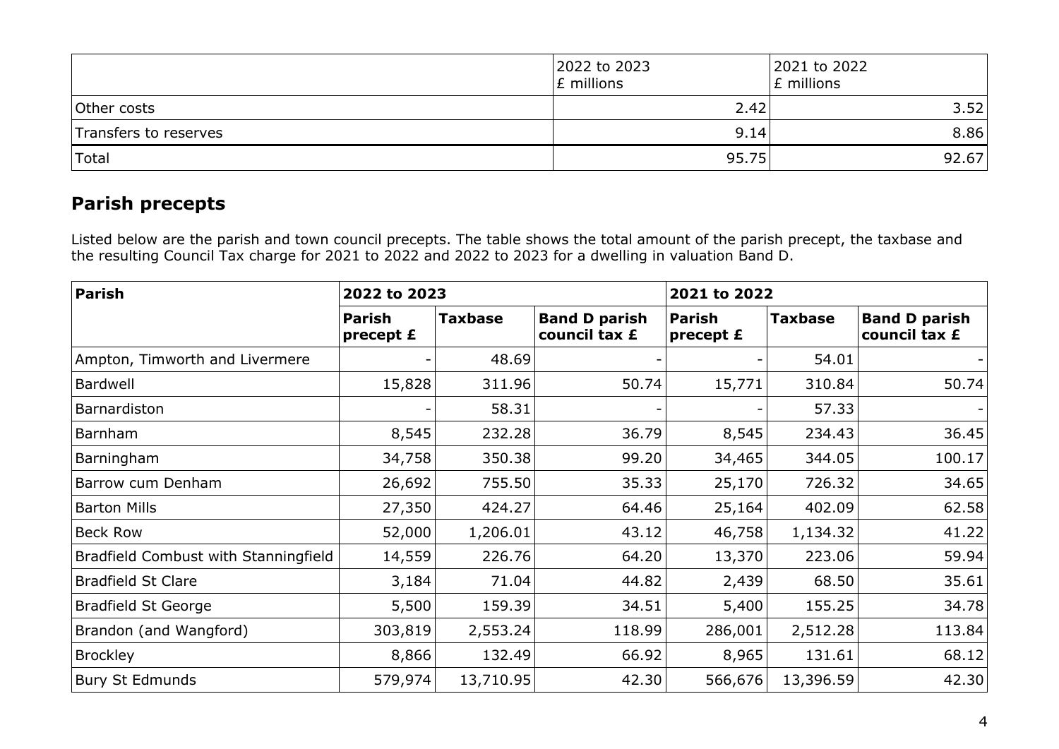| | 2022 to 2023 £ millions | 2021 to 2022 £ millions |
|---|---|---|
| Other costs | 2.42 | 3.52 |
| Transfers to reserves | 9.14 | 8.86 |
| Total | 95.75 | 92.67 |

## Parish precepts

Listed below are the parish and town council precepts. The table shows the total amount of the parish precept, the taxbase and the resulting Council Tax charge for 2021 to 2022 and 2022 to 2023 for a dwelling in valuation Band D.

| Parish | 2022 to 2023 | | | 2021 to 2022 | | |
|---|---|---|---|---|---|---|
| | Parish precept £ | Taxbase | Band D parish council tax £ | Parish precept £ | Taxbase | Band D parish council tax £ |
| Ampton, Timworth and Livermere | - | 48.69 | - | - | 54.01 | - |
| Bardwell | 15,828 | 311.96 | 50.74 | 15,771 | 310.84 | 50.74 |
| Barnardiston | - | 58.31 | - | - | 57.33 | - |
| Barnham | 8,545 | 232.28 | 36.79 | 8,545 | 234.43 | 36.45 |
| Barningham | 34,758 | 350.38 | 99.20 | 34,465 | 344.05 | 100.17 |
| Barrow cum Denham | 26,692 | 755.50 | 35.33 | 25,170 | 726.32 | 34.65 |
| Barton Mills | 27,350 | 424.27 | 64.46 | 25,164 | 402.09 | 62.58 |
| Beck Row | 52,000 | 1,206.01 | 43.12 | 46,758 | 1,134.32 | 41.22 |
| Bradfield Combust with Stanningfield | 14,559 | 226.76 | 64.20 | 13,370 | 223.06 | 59.94 |
| Bradfield St Clare | 3,184 | 71.04 | 44.82 | 2,439 | 68.50 | 35.61 |
| Bradfield St George | 5,500 | 159.39 | 34.51 | 5,400 | 155.25 | 34.78 |
| Brandon (and Wangford) | 303,819 | 2,553.24 | 118.99 | 286,001 | 2,512.28 | 113.84 |
| Brockley | 8,866 | 132.49 | 66.92 | 8,965 | 131.61 | 68.12 |
| Bury St Edmunds | 579,974 | 13,710.95 | 42.30 | 566,676 | 13,396.59 | 42.30 |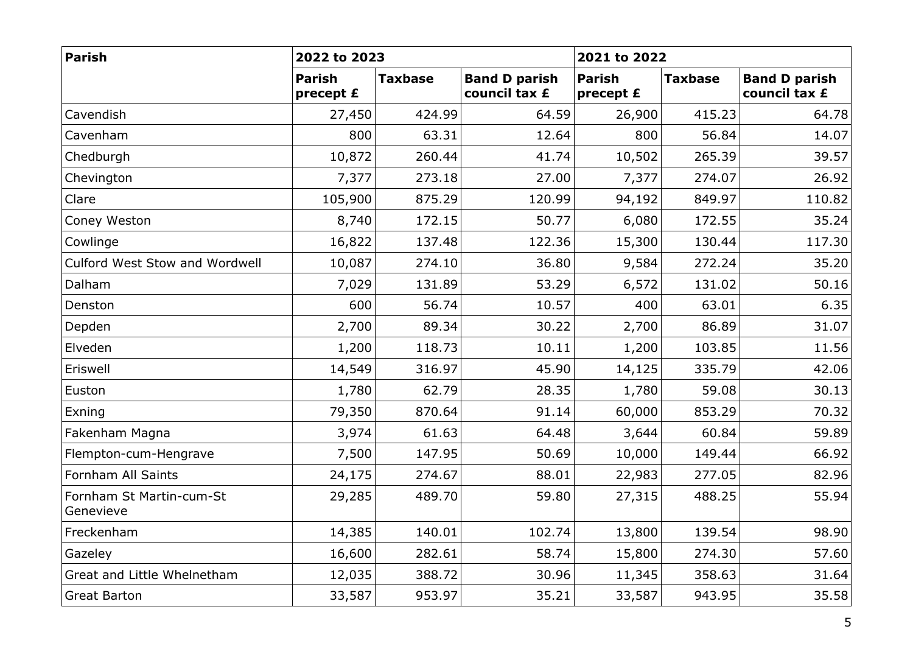| Parish | 2022 to 2023 | | | 2021 to 2022 | | |
|---|---|---|---|---|---|---|
| | **Parish precept £** | **Taxbase** | **Band D parish council tax £** | **Parish precept £** | **Taxbase** | **Band D parish council tax £** |
| Cavendish | 27,450 | 424.99 | 64.59 | 26,900 | 415.23 | 64.78 |
| Cavenham | 800 | 63.31 | 12.64 | 800 | 56.84 | 14.07 |
| Chedburgh | 10,872 | 260.44 | 41.74 | 10,502 | 265.39 | 39.57 |
| Chevington | 7,377 | 273.18 | 27.00 | 7,377 | 274.07 | 26.92 |
| Clare | 105,900 | 875.29 | 120.99 | 94,192 | 849.97 | 110.82 |
| Coney Weston | 8,740 | 172.15 | 50.77 | 6,080 | 172.55 | 35.24 |
| Cowlinge | 16,822 | 137.48 | 122.36 | 15,300 | 130.44 | 117.30 |
| Culford West Stow and Wordwell | 10,087 | 274.10 | 36.80 | 9,584 | 272.24 | 35.20 |
| Dalham | 7,029 | 131.89 | 53.29 | 6,572 | 131.02 | 50.16 |
| Denston | 600 | 56.74 | 10.57 | 400 | 63.01 | 6.35 |
| Depden | 2,700 | 89.34 | 30.22 | 2,700 | 86.89 | 31.07 |
| Elveden | 1,200 | 118.73 | 10.11 | 1,200 | 103.85 | 11.56 |
| Eriswell | 14,549 | 316.97 | 45.90 | 14,125 | 335.79 | 42.06 |
| Euston | 1,780 | 62.79 | 28.35 | 1,780 | 59.08 | 30.13 |
| Exning | 79,350 | 870.64 | 91.14 | 60,000 | 853.29 | 70.32 |
| Fakenham Magna | 3,974 | 61.63 | 64.48 | 3,644 | 60.84 | 59.89 |
| Flempton-cum-Hengrave | 7,500 | 147.95 | 50.69 | 10,000 | 149.44 | 66.92 |
| Fornham All Saints | 24,175 | 274.67 | 88.01 | 22,983 | 277.05 | 82.96 |
| Fornham St Martin-cum-St Genevieve | 29,285 | 489.70 | 59.80 | 27,315 | 488.25 | 55.94 |
| Freckenham | 14,385 | 140.01 | 102.74 | 13,800 | 139.54 | 98.90 |
| Gazeley | 16,600 | 282.61 | 58.74 | 15,800 | 274.30 | 57.60 |
| Great and Little Whelnetham | 12,035 | 388.72 | 30.96 | 11,345 | 358.63 | 31.64 |
| Great Barton | 33,587 | 953.97 | 35.21 | 33,587 | 943.95 | 35.58 |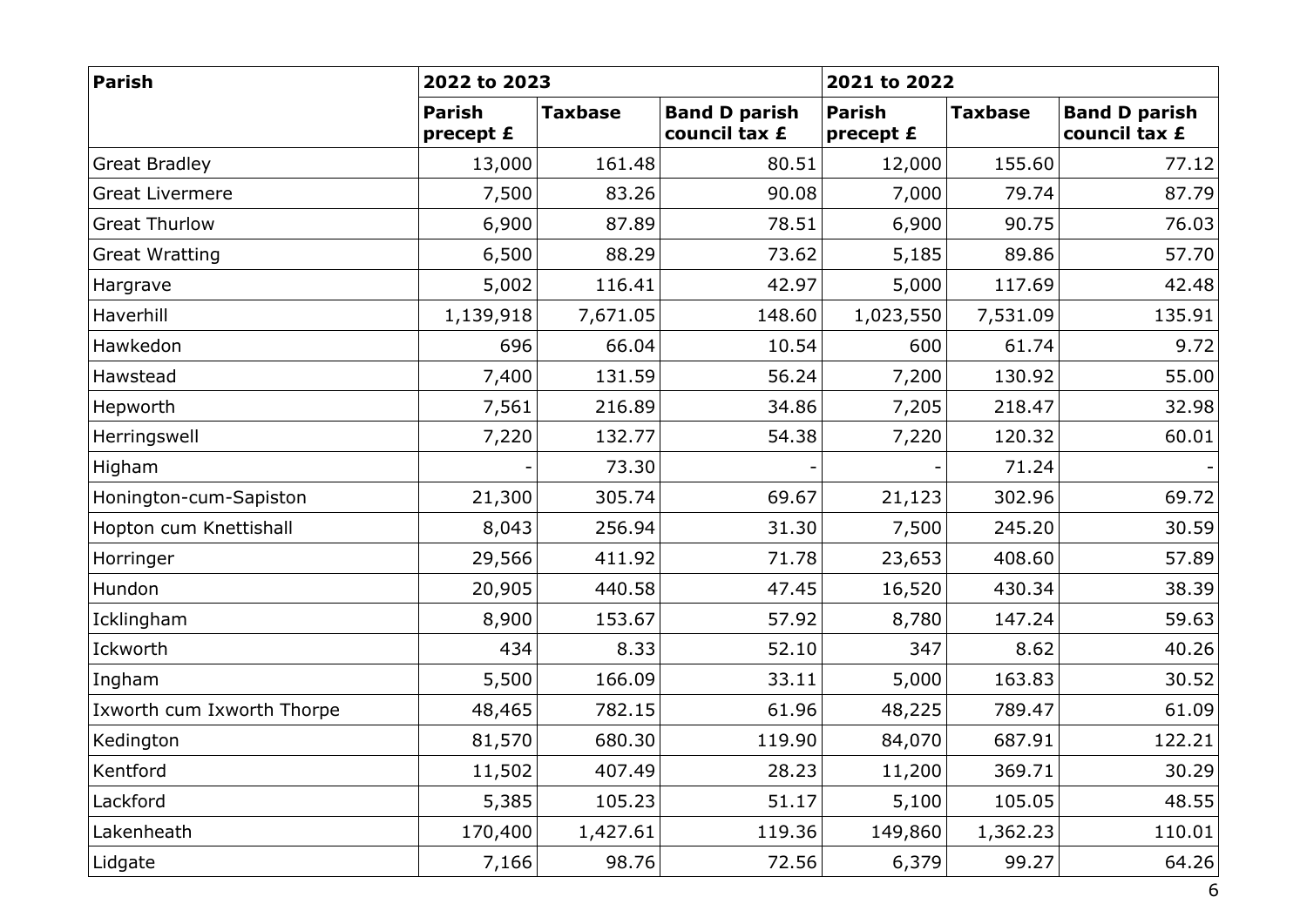| Parish | 2022 to 2023 | | | 2021 to 2022 | | |
|---|---|---|---|---|---|---|
| | **Parish precept £** | **Taxbase** | **Band D parish council tax £** | **Parish precept £** | **Taxbase** | **Band D parish council tax £** |
| Great Bradley | 13,000 | 161.48 | 80.51 | 12,000 | 155.60 | 77.12 |
| Great Livermere | 7,500 | 83.26 | 90.08 | 7,000 | 79.74 | 87.79 |
| Great Thurlow | 6,900 | 87.89 | 78.51 | 6,900 | 90.75 | 76.03 |
| Great Wratting | 6,500 | 88.29 | 73.62 | 5,185 | 89.86 | 57.70 |
| Hargrave | 5,002 | 116.41 | 42.97 | 5,000 | 117.69 | 42.48 |
| Haverhill | 1,139,918 | 7,671.05 | 148.60 | 1,023,550 | 7,531.09 | 135.91 |
| Hawkedon | 696 | 66.04 | 10.54 | 600 | 61.74 | 9.72 |
| Hawstead | 7,400 | 131.59 | 56.24 | 7,200 | 130.92 | 55.00 |
| Hepworth | 7,561 | 216.89 | 34.86 | 7,205 | 218.47 | 32.98 |
| Herringswell | 7,220 | 132.77 | 54.38 | 7,220 | 120.32 | 60.01 |
| Higham | - | 73.30 | - | - | 71.24 | - |
| Honington-cum-Sapiston | 21,300 | 305.74 | 69.67 | 21,123 | 302.96 | 69.72 |
| Hopton cum Knettishall | 8,043 | 256.94 | 31.30 | 7,500 | 245.20 | 30.59 |
| Horringer | 29,566 | 411.92 | 71.78 | 23,653 | 408.60 | 57.89 |
| Hundon | 20,905 | 440.58 | 47.45 | 16,520 | 430.34 | 38.39 |
| Icklingham | 8,900 | 153.67 | 57.92 | 8,780 | 147.24 | 59.63 |
| Ickworth | 434 | 8.33 | 52.10 | 347 | 8.62 | 40.26 |
| Ingham | 5,500 | 166.09 | 33.11 | 5,000 | 163.83 | 30.52 |
| Ixworth cum Ixworth Thorpe | 48,465 | 782.15 | 61.96 | 48,225 | 789.47 | 61.09 |
| Kedington | 81,570 | 680.30 | 119.90 | 84,070 | 687.91 | 122.21 |
| Kentford | 11,502 | 407.49 | 28.23 | 11,200 | 369.71 | 30.29 |
| Lackford | 5,385 | 105.23 | 51.17 | 5,100 | 105.05 | 48.55 |
| Lakenheath | 170,400 | 1,427.61 | 119.36 | 149,860 | 1,362.23 | 110.01 |
| Lidgate | 7,166 | 98.76 | 72.56 | 6,379 | 99.27 | 64.26 |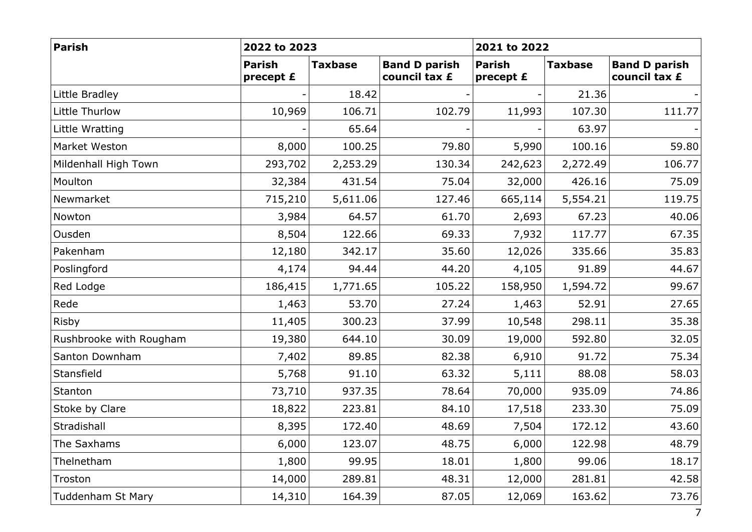| Parish | 2022 to 2023 | | | 2021 to 2022 | | |
|---|---|---|---|---|---|---|
| | **Parish precept £** | **Taxbase** | **Band D parish council tax £** | **Parish precept £** | **Taxbase** | **Band D parish council tax £** |
| Little Bradley | - | 18.42 | - | - | 21.36 | - |
| Little Thurlow | 10,969 | 106.71 | 102.79 | 11,993 | 107.30 | 111.77 |
| Little Wratting | - | 65.64 | - | - | 63.97 | - |
| Market Weston | 8,000 | 100.25 | 79.80 | 5,990 | 100.16 | 59.80 |
| Mildenhall High Town | 293,702 | 2,253.29 | 130.34 | 242,623 | 2,272.49 | 106.77 |
| Moulton | 32,384 | 431.54 | 75.04 | 32,000 | 426.16 | 75.09 |
| Newmarket | 715,210 | 5,611.06 | 127.46 | 665,114 | 5,554.21 | 119.75 |
| Nowton | 3,984 | 64.57 | 61.70 | 2,693 | 67.23 | 40.06 |
| Ousden | 8,504 | 122.66 | 69.33 | 7,932 | 117.77 | 67.35 |
| Pakenham | 12,180 | 342.17 | 35.60 | 12,026 | 335.66 | 35.83 |
| Poslingford | 4,174 | 94.44 | 44.20 | 4,105 | 91.89 | 44.67 |
| Red Lodge | 186,415 | 1,771.65 | 105.22 | 158,950 | 1,594.72 | 99.67 |
| Rede | 1,463 | 53.70 | 27.24 | 1,463 | 52.91 | 27.65 |
| Risby | 11,405 | 300.23 | 37.99 | 10,548 | 298.11 | 35.38 |
| Rushbrooke with Rougham | 19,380 | 644.10 | 30.09 | 19,000 | 592.80 | 32.05 |
| Santon Downham | 7,402 | 89.85 | 82.38 | 6,910 | 91.72 | 75.34 |
| Stansfield | 5,768 | 91.10 | 63.32 | 5,111 | 88.08 | 58.03 |
| Stanton | 73,710 | 937.35 | 78.64 | 70,000 | 935.09 | 74.86 |
| Stoke by Clare | 18,822 | 223.81 | 84.10 | 17,518 | 233.30 | 75.09 |
| Stradishall | 8,395 | 172.40 | 48.69 | 7,504 | 172.12 | 43.60 |
| The Saxhams | 6,000 | 123.07 | 48.75 | 6,000 | 122.98 | 48.79 |
| Thelnetham | 1,800 | 99.95 | 18.01 | 1,800 | 99.06 | 18.17 |
| Troston | 14,000 | 289.81 | 48.31 | 12,000 | 281.81 | 42.58 |
| Tuddenham St Mary | 14,310 | 164.39 | 87.05 | 12,069 | 163.62 | 73.76 |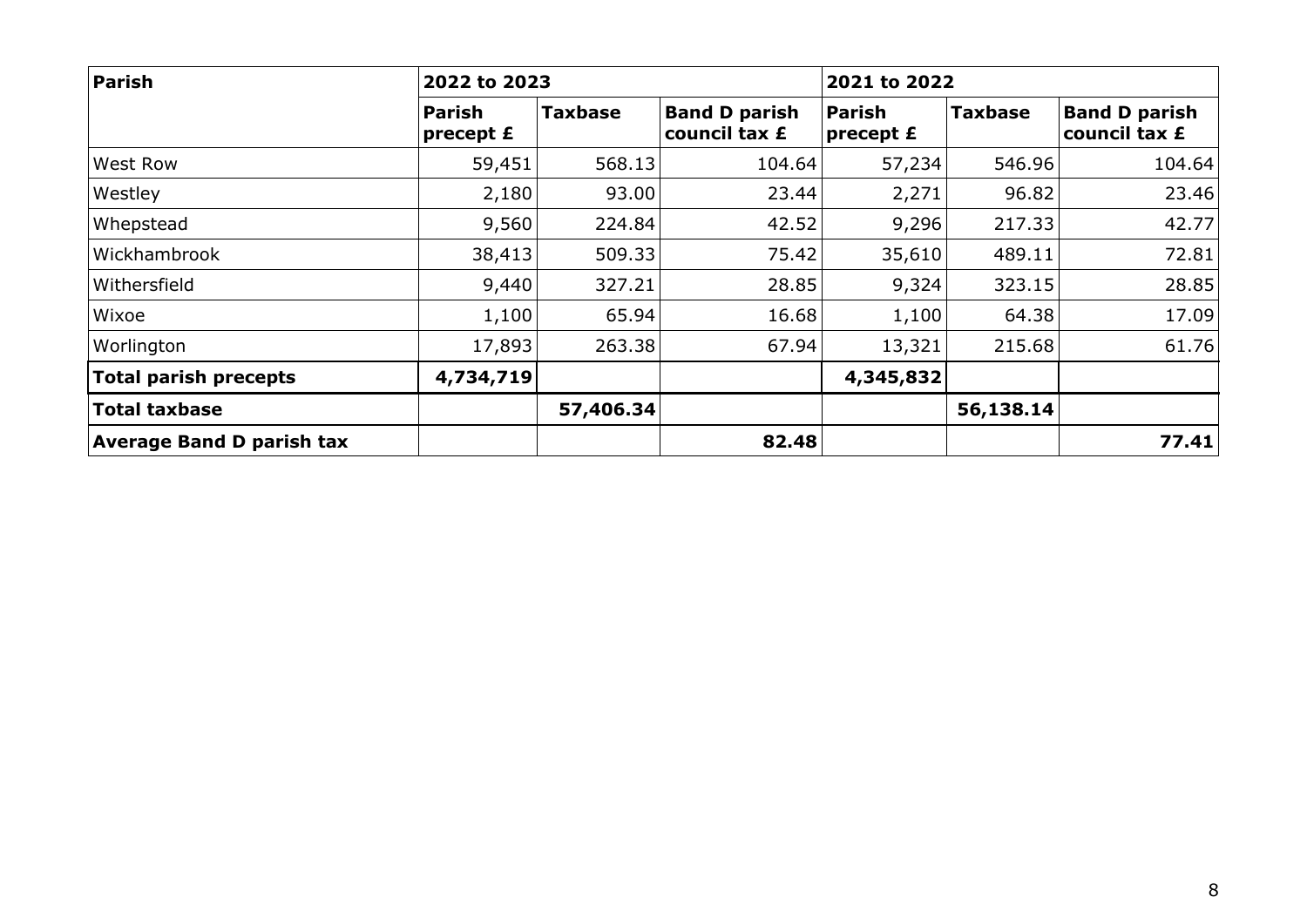| Parish | 2022 to 2023 | | | 2021 to 2022 | | |
|---|---|---|---|---|---|---|
| | **Parish precept £** | **Taxbase** | **Band D parish council tax £** | **Parish precept £** | **Taxbase** | **Band D parish council tax £** |
| West Row | 59,451 | 568.13 | 104.64 | 57,234 | 546.96 | 104.64 |
| Westley | 2,180 | 93.00 | 23.44 | 2,271 | 96.82 | 23.46 |
| Whepstead | 9,560 | 224.84 | 42.52 | 9,296 | 217.33 | 42.77 |
| Wickhambrook | 38,413 | 509.33 | 75.42 | 35,610 | 489.11 | 72.81 |
| Withersfield | 9,440 | 327.21 | 28.85 | 9,324 | 323.15 | 28.85 |
| Wixoe | 1,100 | 65.94 | 16.68 | 1,100 | 64.38 | 17.09 |
| Worlington | 17,893 | 263.38 | 67.94 | 13,321 | 215.68 | 61.76 |
| **Total parish precepts** | **4,734,719** | | | **4,345,832** | | |
| **Total taxbase** | | **57,406.34** | | | **56,138.14** | |
| **Average Band D parish tax** | | | **82.48** | | | **77.41** |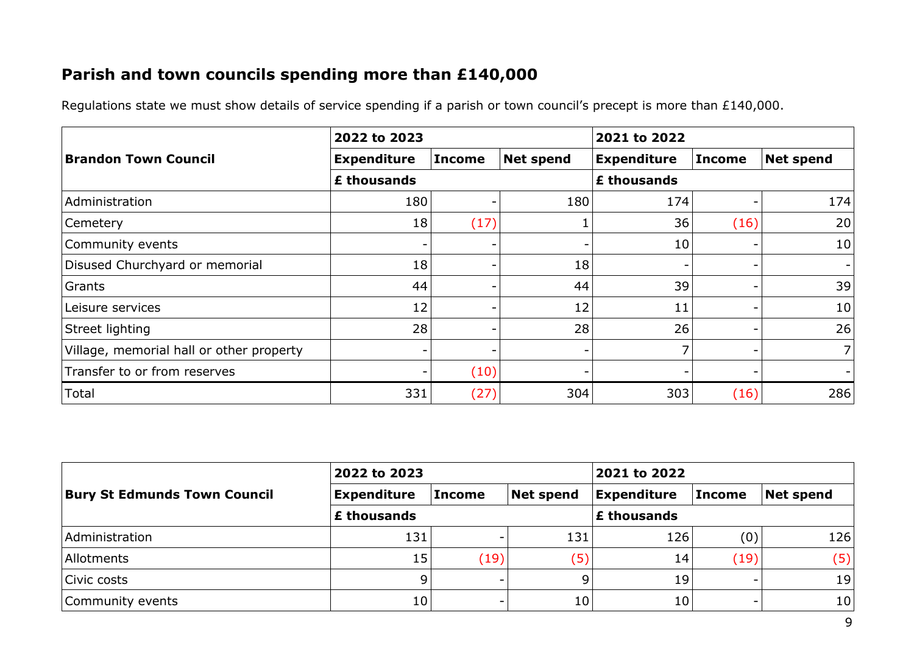## Parish and town councils spending more than £140,000

Regulations state we must show details of service spending if a parish or town council's precept is more than £140,000.

| Brandon Town Council | 2022 to 2023 | | | 2021 to 2022 | | |
|---|---|---|---|---|---|---|
| | Expenditure | Income | Net spend | Expenditure | Income | Net spend |
| | £ thousands | | | £ thousands | | |
| Administration | 180 | - | 180 | 174 | - | 174 |
| Cemetery | 18 | (17) | 1 | 36 | (16) | 20 |
| Community events | - | - | - | 10 | - | 10 |
| Disused Churchyard or memorial | 18 | - | 18 | - | - | - |
| Grants | 44 | - | 44 | 39 | - | 39 |
| Leisure services | 12 | - | 12 | 11 | - | 10 |
| Street lighting | 28 | - | 28 | 26 | - | 26 |
| Village, memorial hall or other property | - | - | - | 7 | - | 7 |
| Transfer to or from reserves | - | (10) | - | - | - | - |
| Total | 331 | (27) | 304 | 303 | (16) | 286 |

| Bury St Edmunds Town Council | 2022 to 2023 | | | 2021 to 2022 | | |
|---|---|---|---|---|---|---|
| | Expenditure | Income | Net spend | Expenditure | Income | Net spend |
| | £ thousands | | | £ thousands | | |
| Administration | 131 | - | 131 | 126 | (0) | 126 |
| Allotments | 15 | (19) | (5) | 14 | (19) | (5) |
| Civic costs | 9 | - | 9 | 19 | - | 19 |
| Community events | 10 | - | 10 | 10 | - | 10 |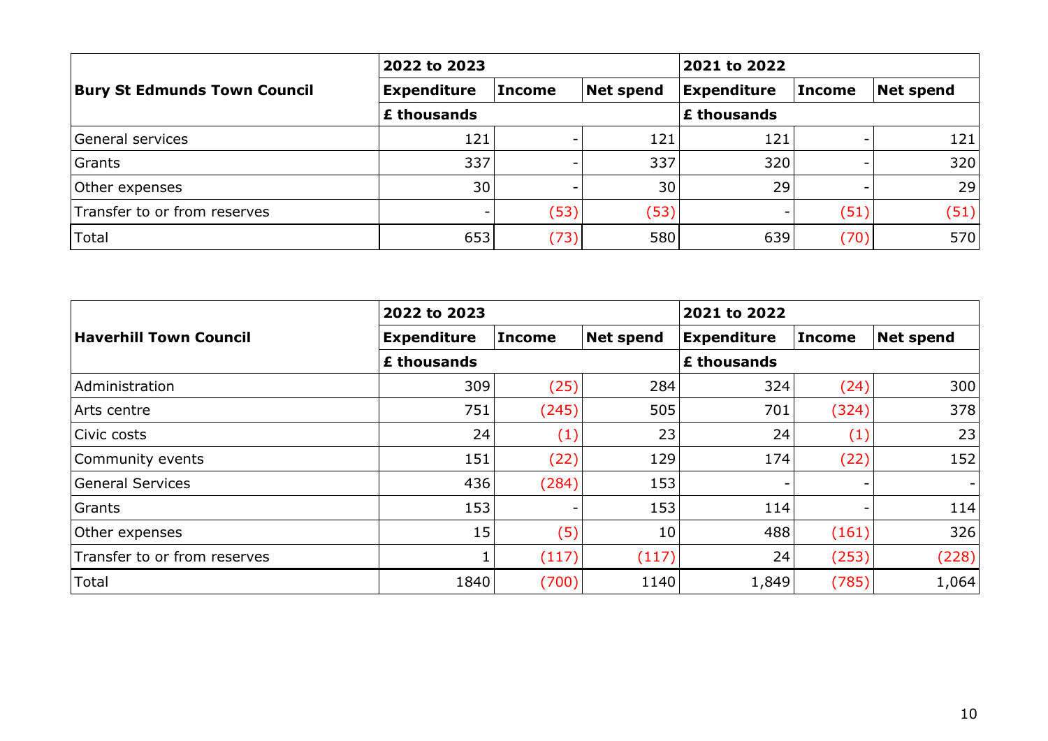| Bury St Edmunds Town Council | 2022 to 2023 | | | 2021 to 2022 | | |
|---|---|---|---|---|---|---|
| | Expenditure | Income | Net spend | Expenditure | Income | Net spend |
| | £ thousands | | | £ thousands | | |
| General services | 121 | - | 121 | 121 | - | 121 |
| Grants | 337 | - | 337 | 320 | - | 320 |
| Other expenses | 30 | - | 30 | 29 | - | 29 |
| Transfer to or from reserves | - | (53) | (53) | - | (51) | (51) |
| Total | 653 | (73) | 580 | 639 | (70) | 570 |

| Haverhill Town Council | 2022 to 2023 | | | 2021 to 2022 | | |
|---|---|---|---|---|---|---|
| | Expenditure | Income | Net spend | Expenditure | Income | Net spend |
| | £ thousands | | | £ thousands | | |
| Administration | 309 | (25) | 284 | 324 | (24) | 300 |
| Arts centre | 751 | (245) | 505 | 701 | (324) | 378 |
| Civic costs | 24 | (1) | 23 | 24 | (1) | 23 |
| Community events | 151 | (22) | 129 | 174 | (22) | 152 |
| General Services | 436 | (284) | 153 | - | - | - |
| Grants | 153 | - | 153 | 114 | - | 114 |
| Other expenses | 15 | (5) | 10 | 488 | (161) | 326 |
| Transfer to or from reserves | 1 | (117) | (117) | 24 | (253) | (228) |
| Total | 1840 | (700) | 1140 | 1,849 | (785) | 1,064 |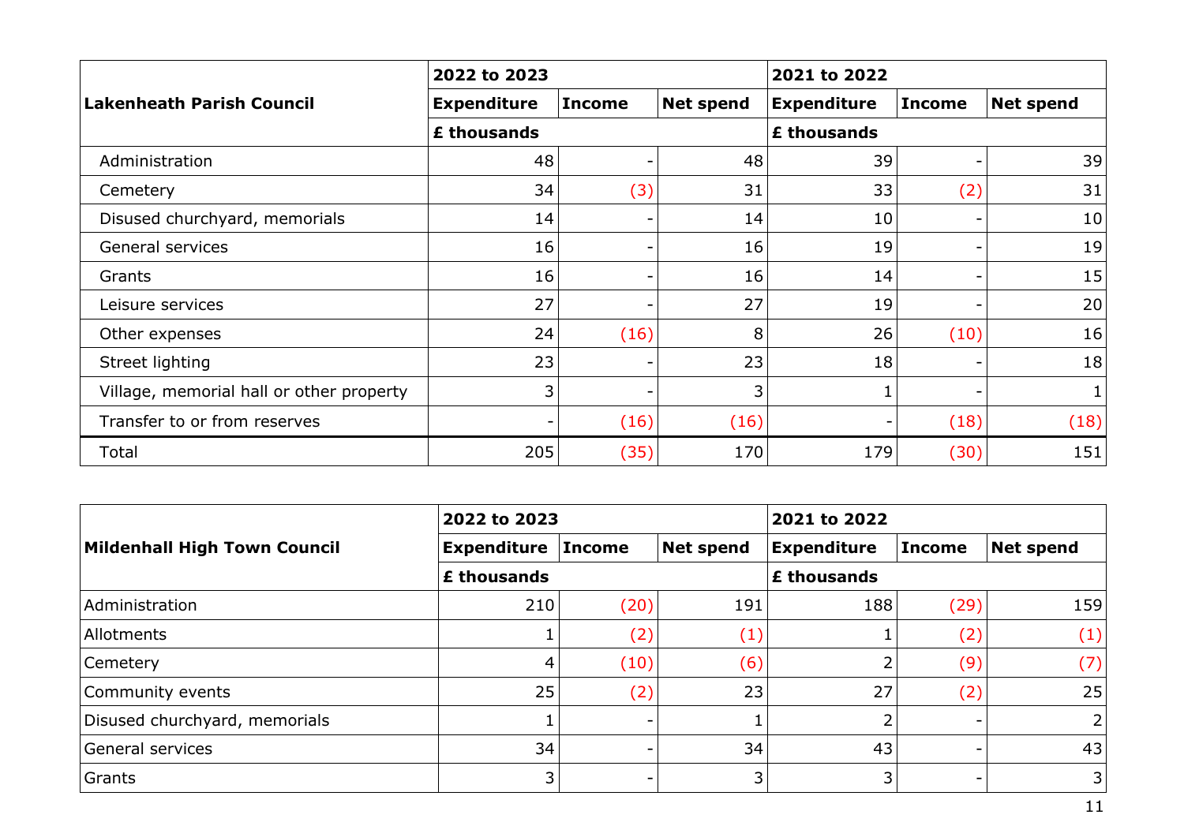| Lakenheath Parish Council | 2022 to 2023 | | | 2021 to 2022 | | |
|---|---|---|---|---|---|---|
| | Expenditure | Income | Net spend | Expenditure | Income | Net spend |
| | £ thousands | | | £ thousands | | |
| Administration | 48 | - | 48 | 39 | - | 39 |
| Cemetery | 34 | (3) | 31 | 33 | (2) | 31 |
| Disused churchyard, memorials | 14 | - | 14 | 10 | - | 10 |
| General services | 16 | - | 16 | 19 | - | 19 |
| Grants | 16 | - | 16 | 14 | - | 15 |
| Leisure services | 27 | - | 27 | 19 | - | 20 |
| Other expenses | 24 | (16) | 8 | 26 | (10) | 16 |
| Street lighting | 23 | - | 23 | 18 | - | 18 |
| Village, memorial hall or other property | 3 | - | 3 | 1 | - | 1 |
| Transfer to or from reserves | - | (16) | (16) | - | (18) | (18) |
| Total | 205 | (35) | 170 | 179 | (30) | 151 |

| Mildenhall High Town Council | 2022 to 2023 | | | 2021 to 2022 | | |
|---|---|---|---|---|---|---|
| | Expenditure | Income | Net spend | Expenditure | Income | Net spend |
| | £ thousands | | | £ thousands | | |
| Administration | 210 | (20) | 191 | 188 | (29) | 159 |
| Allotments | 1 | (2) | (1) | 1 | (2) | (1) |
| Cemetery | 4 | (10) | (6) | 2 | (9) | (7) |
| Community events | 25 | (2) | 23 | 27 | (2) | 25 |
| Disused churchyard, memorials | 1 | - | 1 | 2 | - | 2 |
| General services | 34 | - | 34 | 43 | - | 43 |
| Grants | 3 | - | 3 | 3 | - | 3 |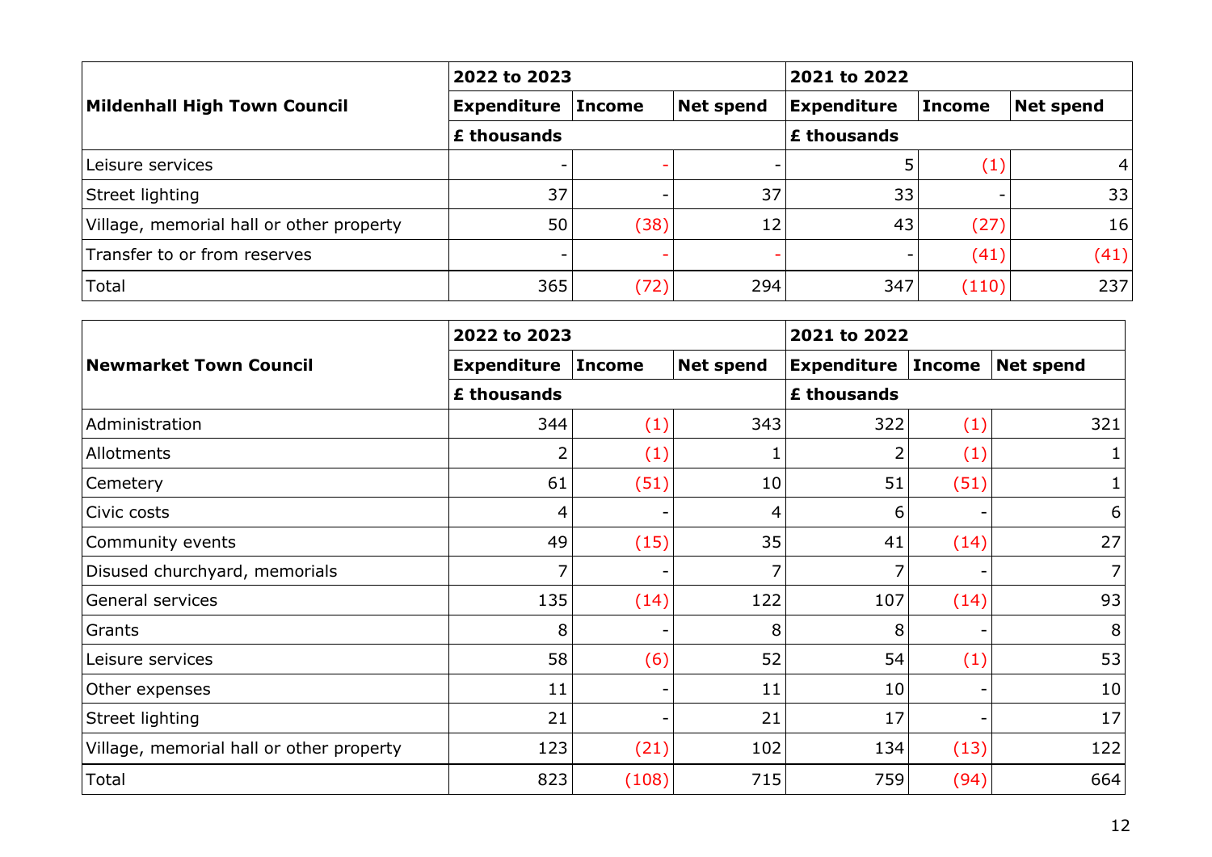| Mildenhall High Town Council | 2022 to 2023 | | | 2021 to 2022 | | |
|---|---|---|---|---|---|---|
| | Expenditure | Income | Net spend | Expenditure | Income | Net spend |
| | £ thousands | | | £ thousands | | |
| Leisure services | - | - | - | 5 | (1) | 4 |
| Street lighting | 37 | - | 37 | 33 | - | 33 |
| Village, memorial hall or other property | 50 | (38) | 12 | 43 | (27) | 16 |
| Transfer to or from reserves | - | - | - | - | (41) | (41) |
| Total | 365 | (72) | 294 | 347 | (110) | 237 |

| Newmarket Town Council | 2022 to 2023 | | | 2021 to 2022 | | |
|---|---|---|---|---|---|---|
| | Expenditure | Income | Net spend | Expenditure | Income | Net spend |
| | £ thousands | | | £ thousands | | |
| Administration | 344 | (1) | 343 | 322 | (1) | 321 |
| Allotments | 2 | (1) | 1 | 2 | (1) | 1 |
| Cemetery | 61 | (51) | 10 | 51 | (51) | 1 |
| Civic costs | 4 | - | 4 | 6 | - | 6 |
| Community events | 49 | (15) | 35 | 41 | (14) | 27 |
| Disused churchyard, memorials | 7 | - | 7 | 7 | - | 7 |
| General services | 135 | (14) | 122 | 107 | (14) | 93 |
| Grants | 8 | - | 8 | 8 | - | 8 |
| Leisure services | 58 | (6) | 52 | 54 | (1) | 53 |
| Other expenses | 11 | - | 11 | 10 | - | 10 |
| Street lighting | 21 | - | 21 | 17 | - | 17 |
| Village, memorial hall or other property | 123 | (21) | 102 | 134 | (13) | 122 |
| Total | 823 | (108) | 715 | 759 | (94) | 664 |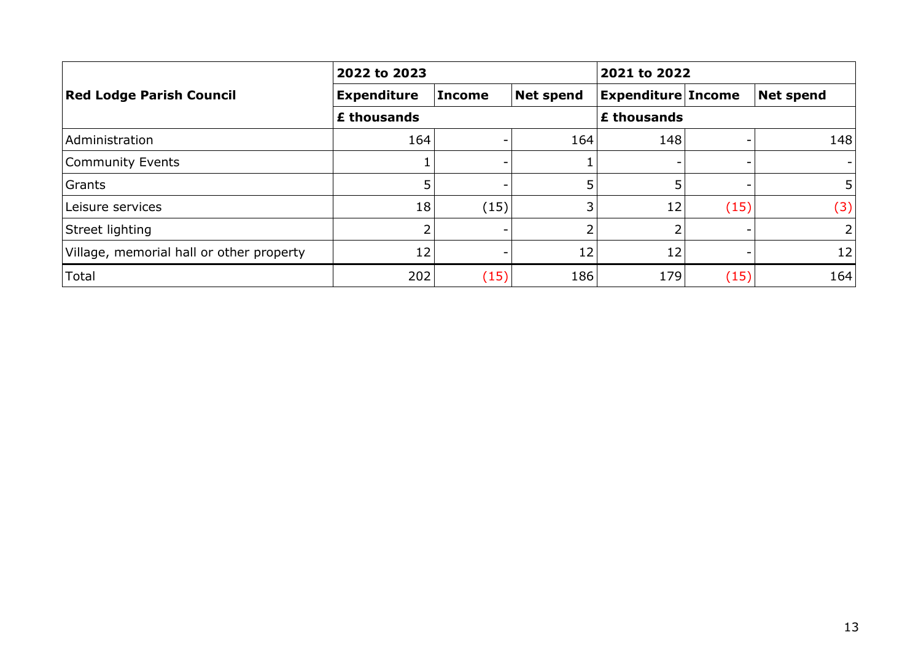| Red Lodge Parish Council | 2022 to 2023 | | | 2021 to 2022 | | |
|---|---|---|---|---|---|---|
| | Expenditure | Income | Net spend | Expenditure | Income | Net spend |
| | £ thousands | | | £ thousands | | |
| Administration | 164 | - | 164 | 148 | - | 148 |
| Community Events | 1 | - | 1 | - | - | - |
| Grants | 5 | - | 5 | 5 | - | 5 |
| Leisure services | 18 | (15) | 3 | 12 | (15) | (3) |
| Street lighting | 2 | - | 2 | 2 | - | 2 |
| Village, memorial hall or other property | 12 | - | 12 | 12 | - | 12 |
| Total | 202 | (15) | 186 | 179 | (15) | 164 |